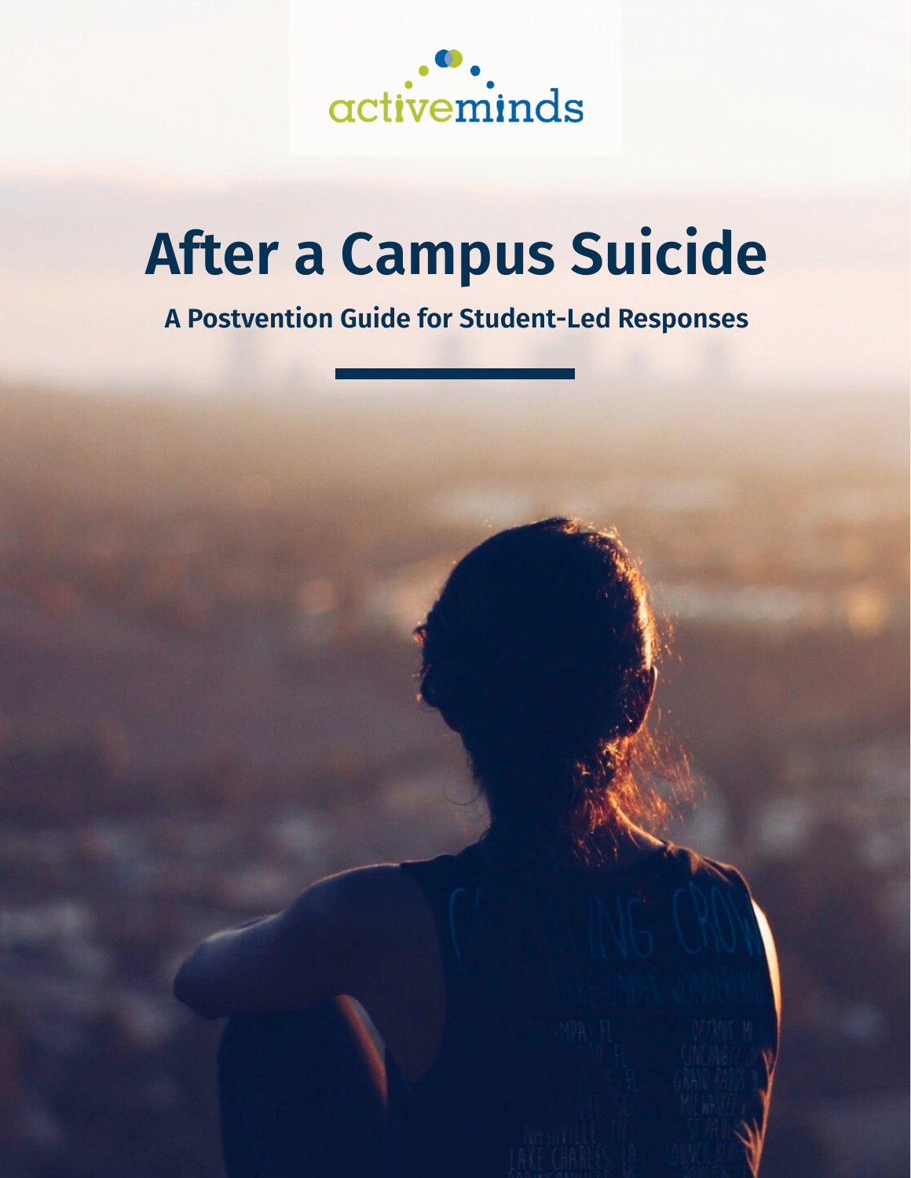activeminds

# After a Campus Suicide

## A Postvention Guide for Student-Led Responses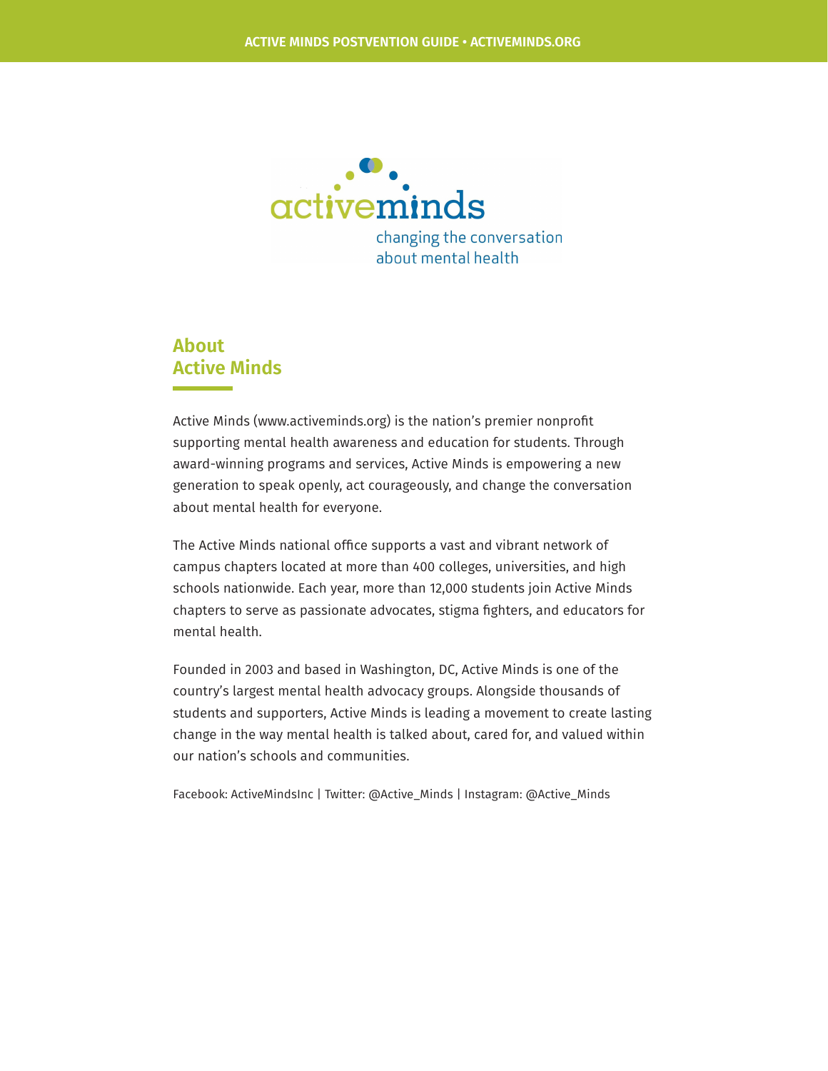activeminds

changing the conversation about mental health

## About Active Minds

Active Minds (www.activeminds.org) is the nation's premier nonprofit supporting mental health awareness and education for students. Through award-winning programs and services, Active Minds is empowering a new generation to speak openly, act courageously, and change the conversation about mental health for everyone.

The Active Minds national office supports a vast and vibrant network of campus chapters located at more than 400 colleges, universities, and high schools nationwide. Each year, more than 12,000 students join Active Minds chapters to serve as passionate advocates, stigma fighters, and educators for mental health.

Founded in 2003 and based in Washington, DC, Active Minds is one of the country's largest mental health advocacy groups. Alongside thousands of students and supporters, Active Minds is leading a movement to create lasting change in the way mental health is talked about, cared for, and valued within our nation's schools and communities.

Facebook: ActiveMindsInc | Twitter: @Active_Minds | Instagram: @Active_Minds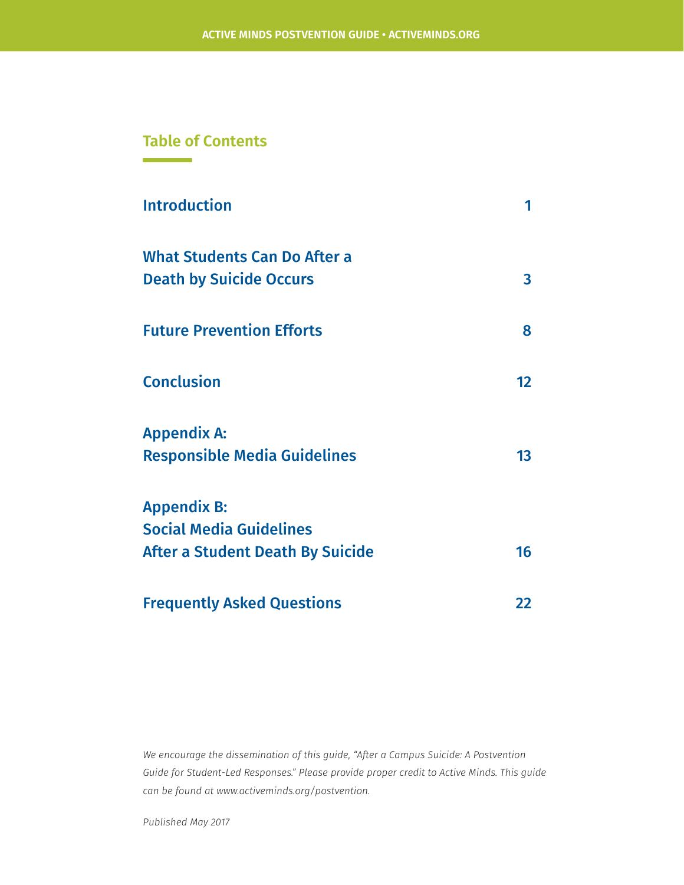## Table of Contents

| | |
|---|---|
| Introduction | 1 |
| What Students Can Do After a Death by Suicide Occurs | 3 |
| Future Prevention Efforts | 8 |
| Conclusion | 12 |
| Appendix A: Responsible Media Guidelines | 13 |
| Appendix B: Social Media Guidelines After a Student Death By Suicide | 16 |
| Frequently Asked Questions | 22 |

*We encourage the dissemination of this guide, "After a Campus Suicide: A Postvention Guide for Student-Led Responses." Please provide proper credit to Active Minds. This guide can be found at www.activeminds.org/postvention.*

*Published May 2017*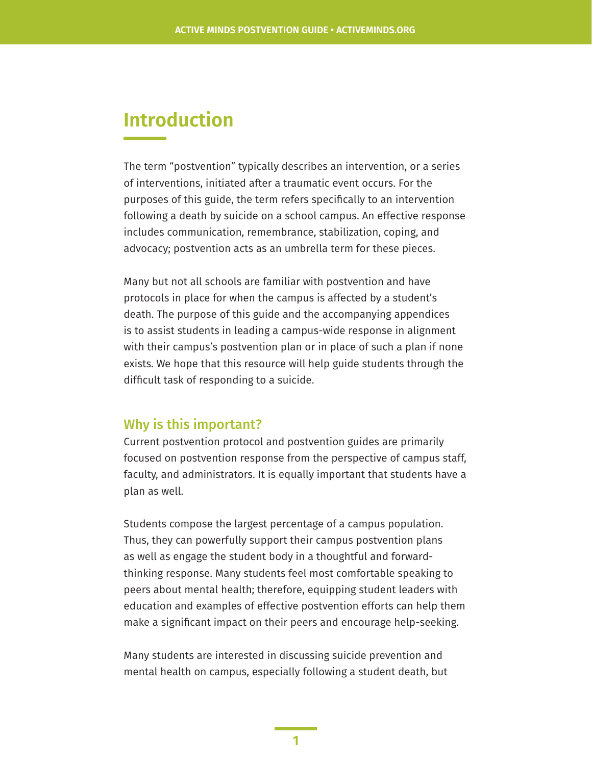# Introduction

The term "postvention" typically describes an intervention, or a series of interventions, initiated after a traumatic event occurs. For the purposes of this guide, the term refers specifically to an intervention following a death by suicide on a school campus. An effective response includes communication, remembrance, stabilization, coping, and advocacy; postvention acts as an umbrella term for these pieces.

Many but not all schools are familiar with postvention and have protocols in place for when the campus is affected by a student's death. The purpose of this guide and the accompanying appendices is to assist students in leading a campus-wide response in alignment with their campus's postvention plan or in place of such a plan if none exists. We hope that this resource will help guide students through the difficult task of responding to a suicide.

## Why is this important?

Current postvention protocol and postvention guides are primarily focused on postvention response from the perspective of campus staff, faculty, and administrators. It is equally important that students have a plan as well.

Students compose the largest percentage of a campus population. Thus, they can powerfully support their campus postvention plans as well as engage the student body in a thoughtful and forward-thinking response. Many students feel most comfortable speaking to peers about mental health; therefore, equipping student leaders with education and examples of effective postvention efforts can help them make a significant impact on their peers and encourage help-seeking.

Many students are interested in discussing suicide prevention and mental health on campus, especially following a student death, but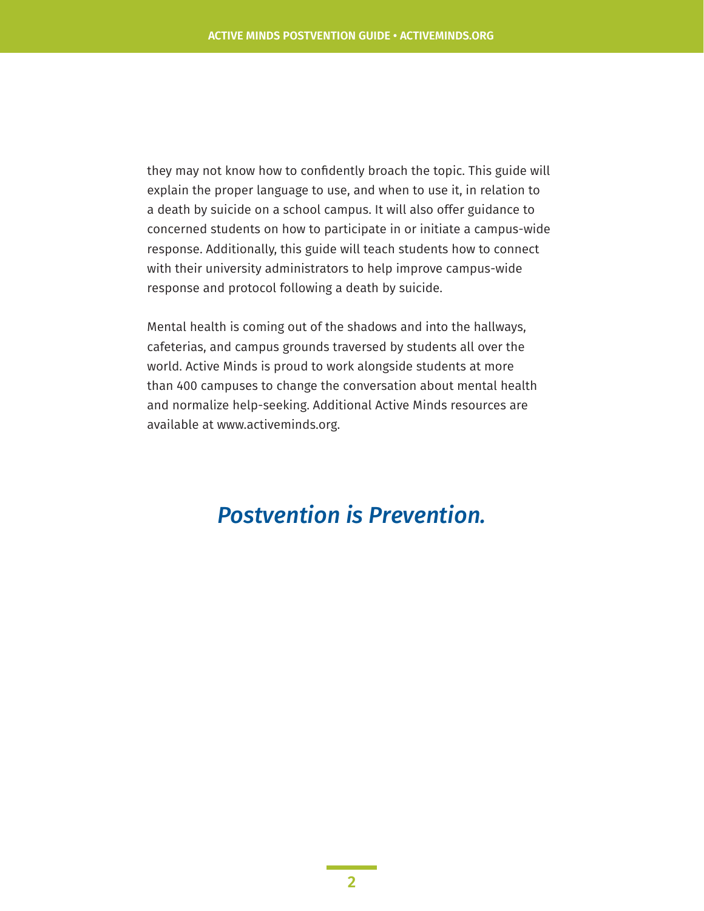they may not know how to confidently broach the topic. This guide will explain the proper language to use, and when to use it, in relation to a death by suicide on a school campus. It will also offer guidance to concerned students on how to participate in or initiate a campus-wide response. Additionally, this guide will teach students how to connect with their university administrators to help improve campus-wide response and protocol following a death by suicide.

Mental health is coming out of the shadows and into the hallways, cafeterias, and campus grounds traversed by students all over the world. Active Minds is proud to work alongside students at more than 400 campuses to change the conversation about mental health and normalize help-seeking. Additional Active Minds resources are available at www.activeminds.org.

***Postvention is Prevention.***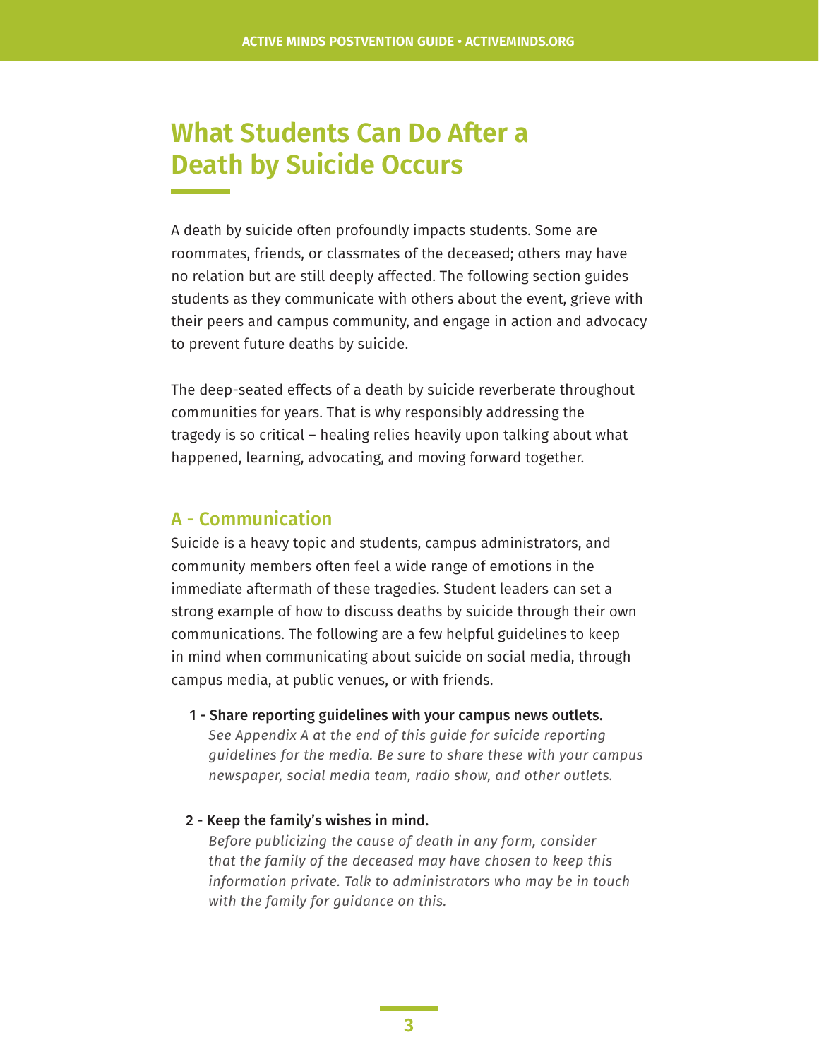# What Students Can Do After a Death by Suicide Occurs

A death by suicide often profoundly impacts students. Some are roommates, friends, or classmates of the deceased; others may have no relation but are still deeply affected. The following section guides students as they communicate with others about the event, grieve with their peers and campus community, and engage in action and advocacy to prevent future deaths by suicide.

The deep-seated effects of a death by suicide reverberate throughout communities for years. That is why responsibly addressing the tragedy is so critical – healing relies heavily upon talking about what happened, learning, advocating, and moving forward together.

## A - Communication

Suicide is a heavy topic and students, campus administrators, and community members often feel a wide range of emotions in the immediate aftermath of these tragedies. Student leaders can set a strong example of how to discuss deaths by suicide through their own communications. The following are a few helpful guidelines to keep in mind when communicating about suicide on social media, through campus media, at public venues, or with friends.

**1 - Share reporting guidelines with your campus news outlets.**
*See Appendix A at the end of this guide for suicide reporting guidelines for the media. Be sure to share these with your campus newspaper, social media team, radio show, and other outlets.*

**2 - Keep the family's wishes in mind.**
*Before publicizing the cause of death in any form, consider that the family of the deceased may have chosen to keep this information private. Talk to administrators who may be in touch with the family for guidance on this.*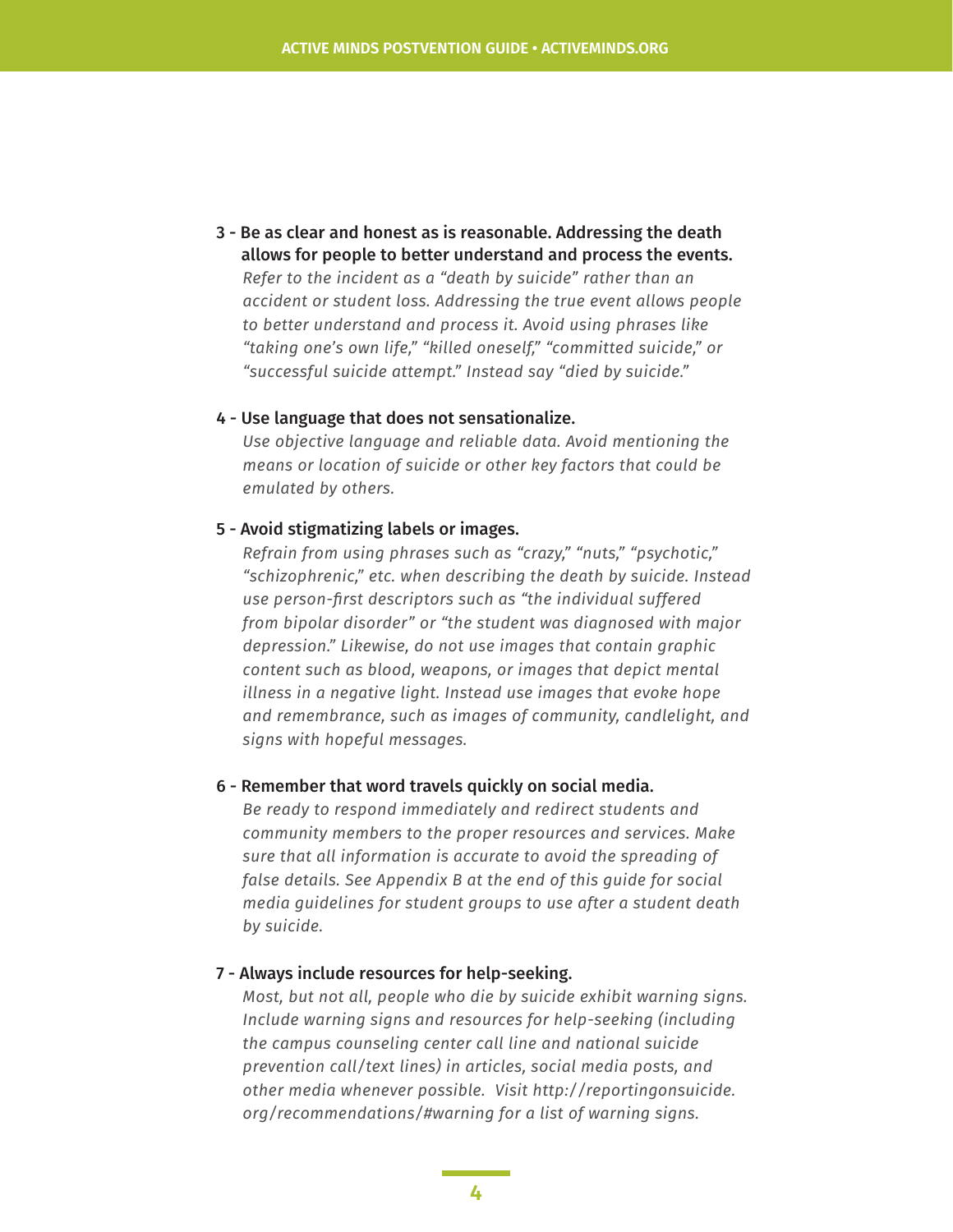3 - **Be as clear and honest as is reasonable. Addressing the death allows for people to better understand and process the events.**
   *Refer to the incident as a "death by suicide" rather than an accident or student loss. Addressing the true event allows people to better understand and process it. Avoid using phrases like "taking one's own life," "killed oneself," "committed suicide," or "successful suicide attempt." Instead say "died by suicide."*

4 - **Use language that does not sensationalize.**
   *Use objective language and reliable data. Avoid mentioning the means or location of suicide or other key factors that could be emulated by others.*

5 - **Avoid stigmatizing labels or images.**
   *Refrain from using phrases such as "crazy," "nuts," "psychotic," "schizophrenic," etc. when describing the death by suicide. Instead use person-first descriptors such as "the individual suffered from bipolar disorder" or "the student was diagnosed with major depression." Likewise, do not use images that contain graphic content such as blood, weapons, or images that depict mental illness in a negative light. Instead use images that evoke hope and remembrance, such as images of community, candlelight, and signs with hopeful messages.*

6 - **Remember that word travels quickly on social media.**
   *Be ready to respond immediately and redirect students and community members to the proper resources and services. Make sure that all information is accurate to avoid the spreading of false details. See Appendix B at the end of this guide for social media guidelines for student groups to use after a student death by suicide.*

7 - **Always include resources for help-seeking.**
   *Most, but not all, people who die by suicide exhibit warning signs. Include warning signs and resources for help-seeking (including the campus counseling center call line and national suicide prevention call/text lines) in articles, social media posts, and other media whenever possible. Visit http://reportingonsuicide.org/recommendations/#warning for a list of warning signs.*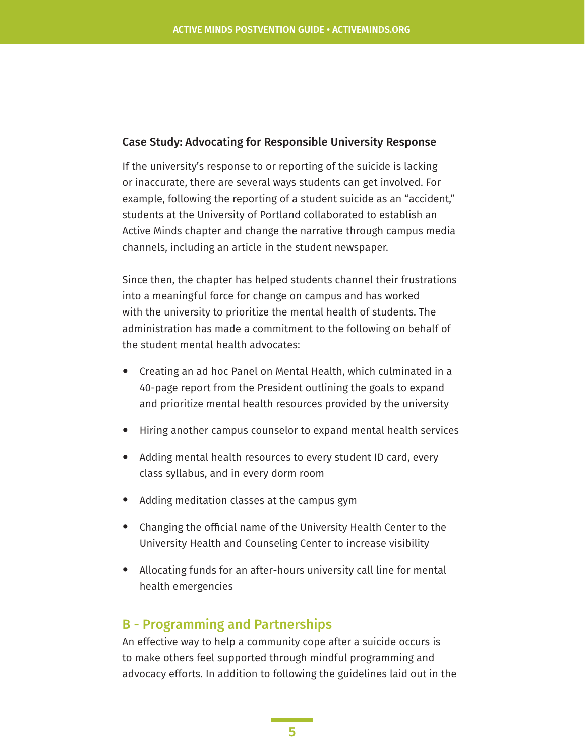### Case Study: Advocating for Responsible University Response

If the university's response to or reporting of the suicide is lacking or inaccurate, there are several ways students can get involved. For example, following the reporting of a student suicide as an "accident," students at the University of Portland collaborated to establish an Active Minds chapter and change the narrative through campus media channels, including an article in the student newspaper.

Since then, the chapter has helped students channel their frustrations into a meaningful force for change on campus and has worked with the university to prioritize the mental health of students. The administration has made a commitment to the following on behalf of the student mental health advocates:

- Creating an ad hoc Panel on Mental Health, which culminated in a 40-page report from the President outlining the goals to expand and prioritize mental health resources provided by the university
- Hiring another campus counselor to expand mental health services
- Adding mental health resources to every student ID card, every class syllabus, and in every dorm room
- Adding meditation classes at the campus gym
- Changing the official name of the University Health Center to the University Health and Counseling Center to increase visibility
- Allocating funds for an after-hours university call line for mental health emergencies

## B - Programming and Partnerships

An effective way to help a community cope after a suicide occurs is to make others feel supported through mindful programming and advocacy efforts. In addition to following the guidelines laid out in the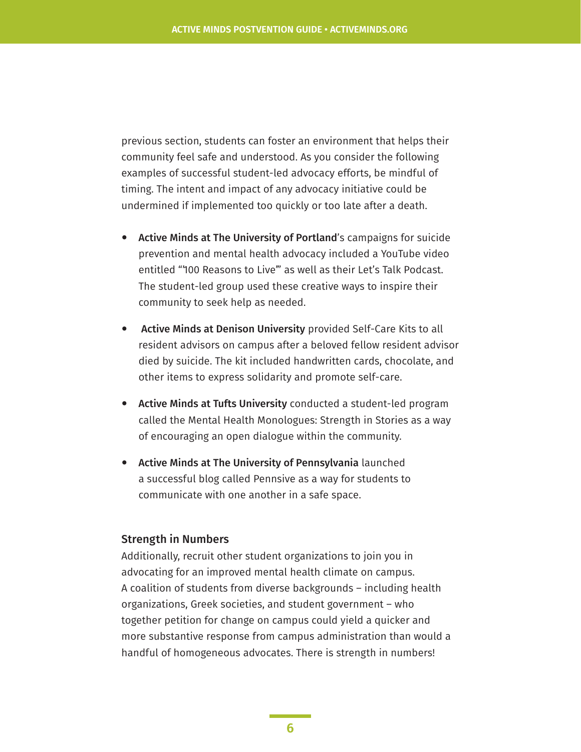previous section, students can foster an environment that helps their community feel safe and understood. As you consider the following examples of successful student-led advocacy efforts, be mindful of timing. The intent and impact of any advocacy initiative could be undermined if implemented too quickly or too late after a death.

- **Active Minds at The University of Portland**'s campaigns for suicide prevention and mental health advocacy included a YouTube video entitled "'100 Reasons to Live'" as well as their Let's Talk Podcast. The student-led group used these creative ways to inspire their community to seek help as needed.
- **Active Minds at Denison University** provided Self-Care Kits to all resident advisors on campus after a beloved fellow resident advisor died by suicide. The kit included handwritten cards, chocolate, and other items to express solidarity and promote self-care.
- **Active Minds at Tufts University** conducted a student-led program called the Mental Health Monologues: Strength in Stories as a way of encouraging an open dialogue within the community.
- **Active Minds at The University of Pennsylvania** launched a successful blog called Pennsive as a way for students to communicate with one another in a safe space.

### Strength in Numbers

Additionally, recruit other student organizations to join you in advocating for an improved mental health climate on campus. A coalition of students from diverse backgrounds – including health organizations, Greek societies, and student government – who together petition for change on campus could yield a quicker and more substantive response from campus administration than would a handful of homogeneous advocates. There is strength in numbers!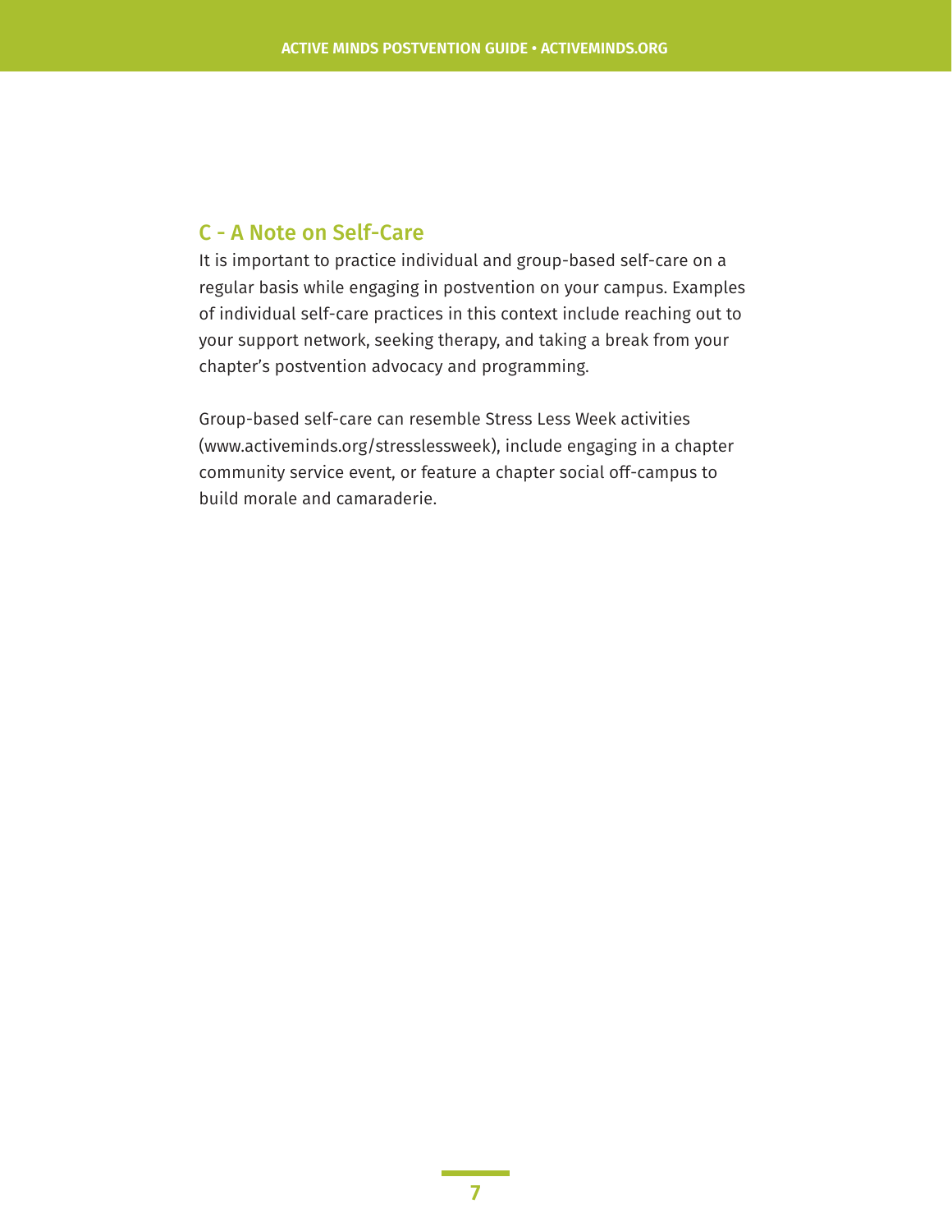## C - A Note on Self-Care

It is important to practice individual and group-based self-care on a regular basis while engaging in postvention on your campus. Examples of individual self-care practices in this context include reaching out to your support network, seeking therapy, and taking a break from your chapter's postvention advocacy and programming.

Group-based self-care can resemble Stress Less Week activities (www.activeminds.org/stresslessweek), include engaging in a chapter community service event, or feature a chapter social off-campus to build morale and camaraderie.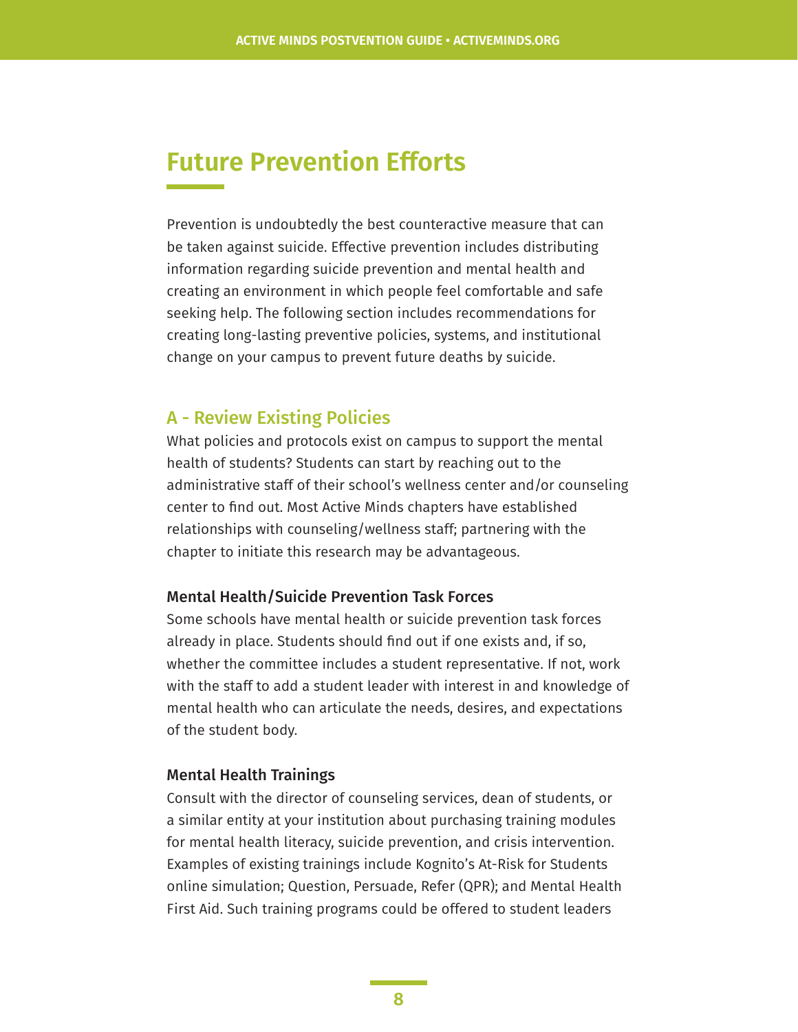# Future Prevention Efforts

Prevention is undoubtedly the best counteractive measure that can be taken against suicide. Effective prevention includes distributing information regarding suicide prevention and mental health and creating an environment in which people feel comfortable and safe seeking help. The following section includes recommendations for creating long-lasting preventive policies, systems, and institutional change on your campus to prevent future deaths by suicide.

## A - Review Existing Policies

What policies and protocols exist on campus to support the mental health of students? Students can start by reaching out to the administrative staff of their school's wellness center and/or counseling center to find out. Most Active Minds chapters have established relationships with counseling/wellness staff; partnering with the chapter to initiate this research may be advantageous.

### Mental Health/Suicide Prevention Task Forces

Some schools have mental health or suicide prevention task forces already in place. Students should find out if one exists and, if so, whether the committee includes a student representative. If not, work with the staff to add a student leader with interest in and knowledge of mental health who can articulate the needs, desires, and expectations of the student body.

### Mental Health Trainings

Consult with the director of counseling services, dean of students, or a similar entity at your institution about purchasing training modules for mental health literacy, suicide prevention, and crisis intervention. Examples of existing trainings include Kognito's At-Risk for Students online simulation; Question, Persuade, Refer (QPR); and Mental Health First Aid. Such training programs could be offered to student leaders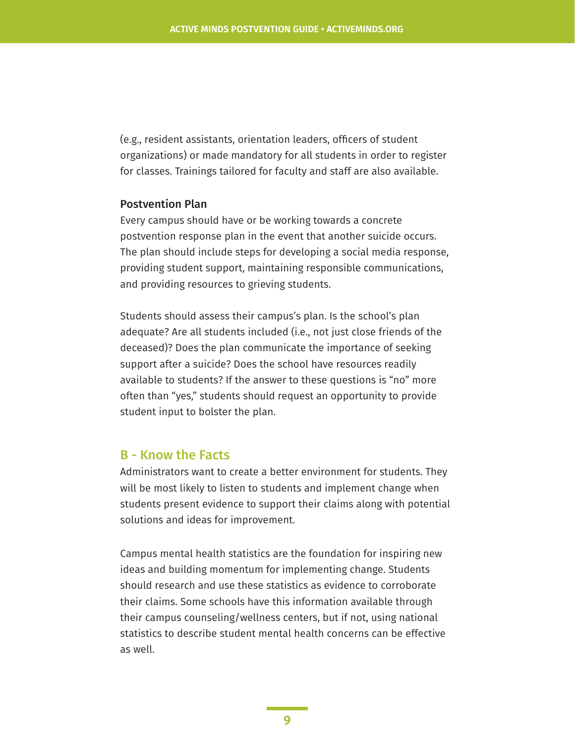(e.g., resident assistants, orientation leaders, officers of student organizations) or made mandatory for all students in order to register for classes. Trainings tailored for faculty and staff are also available.

**Postvention Plan**

Every campus should have or be working towards a concrete postvention response plan in the event that another suicide occurs. The plan should include steps for developing a social media response, providing student support, maintaining responsible communications, and providing resources to grieving students.

Students should assess their campus's plan. Is the school's plan adequate? Are all students included (i.e., not just close friends of the deceased)? Does the plan communicate the importance of seeking support after a suicide? Does the school have resources readily available to students? If the answer to these questions is "no" more often than "yes," students should request an opportunity to provide student input to bolster the plan.

## B - Know the Facts

Administrators want to create a better environment for students. They will be most likely to listen to students and implement change when students present evidence to support their claims along with potential solutions and ideas for improvement.

Campus mental health statistics are the foundation for inspiring new ideas and building momentum for implementing change. Students should research and use these statistics as evidence to corroborate their claims. Some schools have this information available through their campus counseling/wellness centers, but if not, using national statistics to describe student mental health concerns can be effective as well.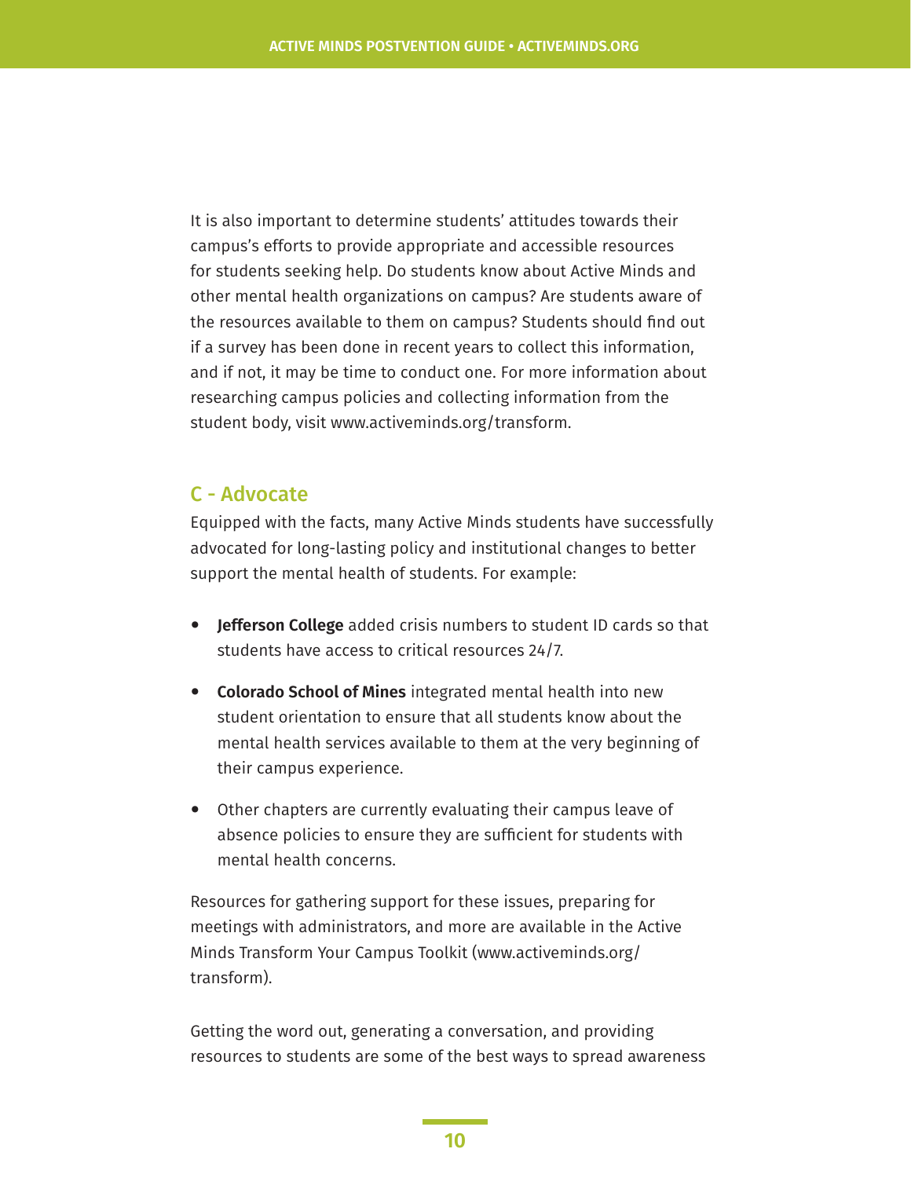It is also important to determine students' attitudes towards their campus's efforts to provide appropriate and accessible resources for students seeking help. Do students know about Active Minds and other mental health organizations on campus? Are students aware of the resources available to them on campus? Students should find out if a survey has been done in recent years to collect this information, and if not, it may be time to conduct one. For more information about researching campus policies and collecting information from the student body, visit www.activeminds.org/transform.

## C - Advocate

Equipped with the facts, many Active Minds students have successfully advocated for long-lasting policy and institutional changes to better support the mental health of students. For example:

- **Jefferson College** added crisis numbers to student ID cards so that students have access to critical resources 24/7.
- **Colorado School of Mines** integrated mental health into new student orientation to ensure that all students know about the mental health services available to them at the very beginning of their campus experience.
- Other chapters are currently evaluating their campus leave of absence policies to ensure they are sufficient for students with mental health concerns.

Resources for gathering support for these issues, preparing for meetings with administrators, and more are available in the Active Minds Transform Your Campus Toolkit (www.activeminds.org/transform).

Getting the word out, generating a conversation, and providing resources to students are some of the best ways to spread awareness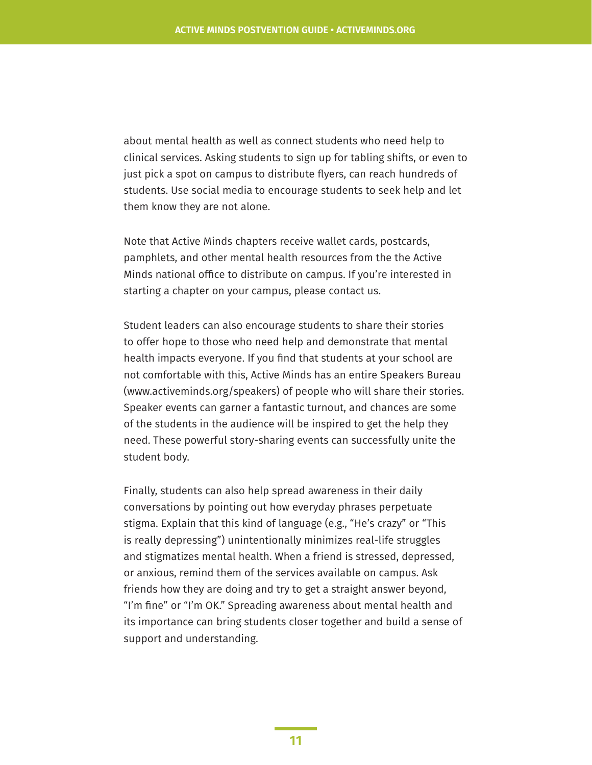about mental health as well as connect students who need help to clinical services. Asking students to sign up for tabling shifts, or even to just pick a spot on campus to distribute flyers, can reach hundreds of students. Use social media to encourage students to seek help and let them know they are not alone.

Note that Active Minds chapters receive wallet cards, postcards, pamphlets, and other mental health resources from the the Active Minds national office to distribute on campus. If you're interested in starting a chapter on your campus, please contact us.

Student leaders can also encourage students to share their stories to offer hope to those who need help and demonstrate that mental health impacts everyone. If you find that students at your school are not comfortable with this, Active Minds has an entire Speakers Bureau (www.activeminds.org/speakers) of people who will share their stories. Speaker events can garner a fantastic turnout, and chances are some of the students in the audience will be inspired to get the help they need. These powerful story-sharing events can successfully unite the student body.

Finally, students can also help spread awareness in their daily conversations by pointing out how everyday phrases perpetuate stigma. Explain that this kind of language (e.g., "He's crazy" or "This is really depressing") unintentionally minimizes real-life struggles and stigmatizes mental health. When a friend is stressed, depressed, or anxious, remind them of the services available on campus. Ask friends how they are doing and try to get a straight answer beyond, "I'm fine" or "I'm OK." Spreading awareness about mental health and its importance can bring students closer together and build a sense of support and understanding.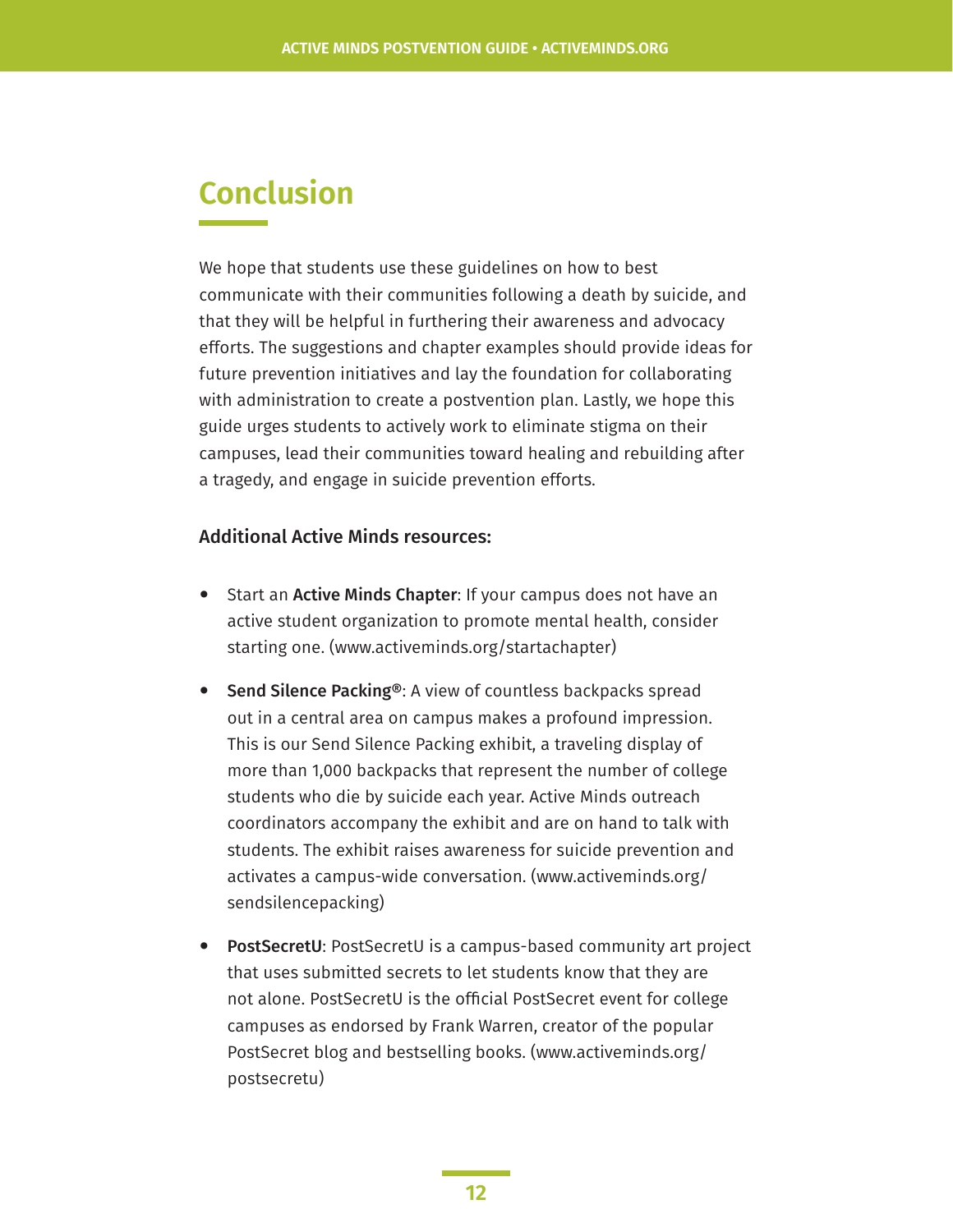# Conclusion

We hope that students use these guidelines on how to best communicate with their communities following a death by suicide, and that they will be helpful in furthering their awareness and advocacy efforts. The suggestions and chapter examples should provide ideas for future prevention initiatives and lay the foundation for collaborating with administration to create a postvention plan. Lastly, we hope this guide urges students to actively work to eliminate stigma on their campuses, lead their communities toward healing and rebuilding after a tragedy, and engage in suicide prevention efforts.

**Additional Active Minds resources:**

- Start an **Active Minds Chapter**: If your campus does not have an active student organization to promote mental health, consider starting one. (www.activeminds.org/startachapter)
- **Send Silence Packing®**: A view of countless backpacks spread out in a central area on campus makes a profound impression. This is our Send Silence Packing exhibit, a traveling display of more than 1,000 backpacks that represent the number of college students who die by suicide each year. Active Minds outreach coordinators accompany the exhibit and are on hand to talk with students. The exhibit raises awareness for suicide prevention and activates a campus-wide conversation. (www.activeminds.org/sendsilencepacking)
- **PostSecretU**: PostSecretU is a campus-based community art project that uses submitted secrets to let students know that they are not alone. PostSecretU is the official PostSecret event for college campuses as endorsed by Frank Warren, creator of the popular PostSecret blog and bestselling books. (www.activeminds.org/postsecretu)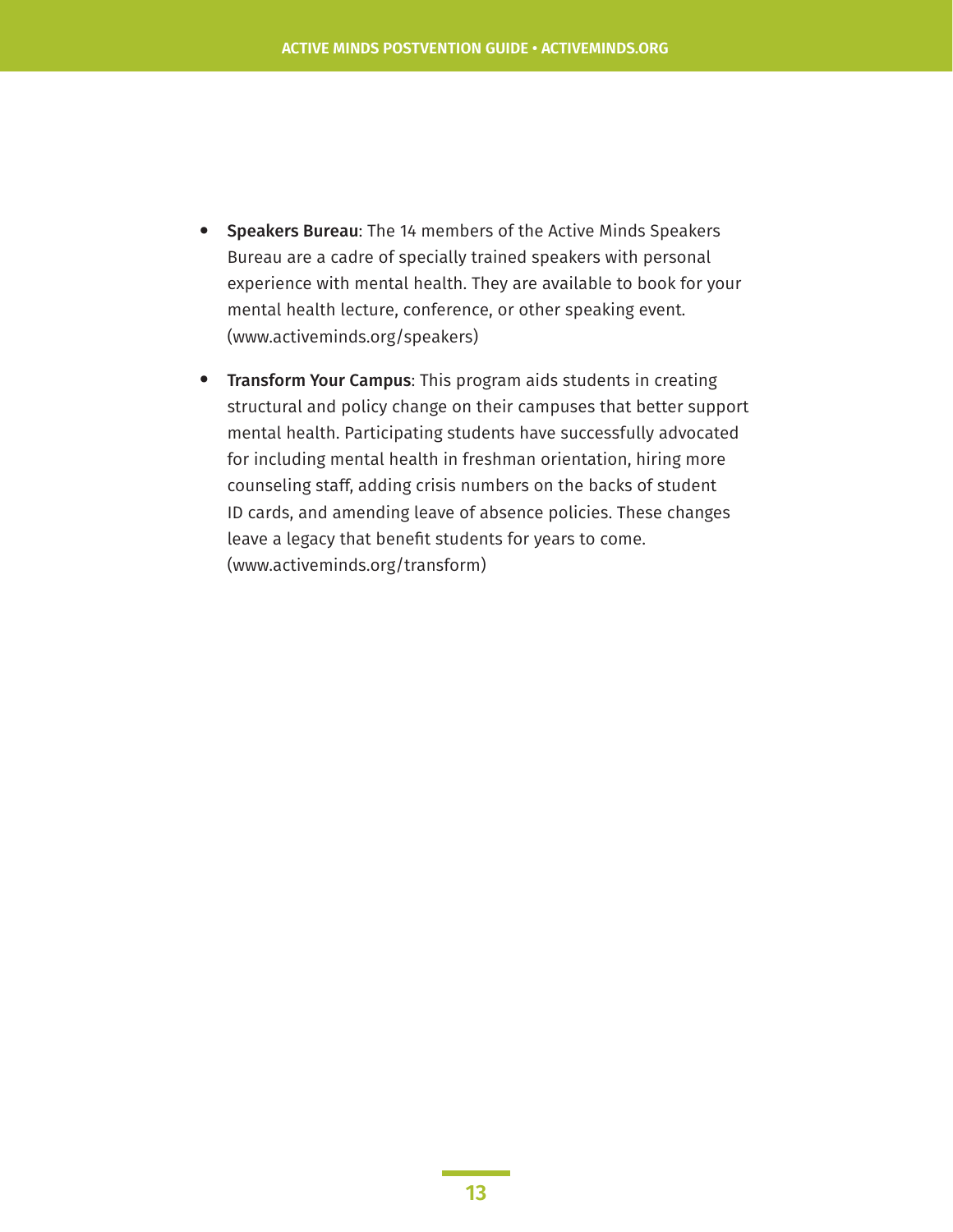- **Speakers Bureau**: The 14 members of the Active Minds Speakers Bureau are a cadre of specially trained speakers with personal experience with mental health. They are available to book for your mental health lecture, conference, or other speaking event. (www.activeminds.org/speakers)
- **Transform Your Campus**: This program aids students in creating structural and policy change on their campuses that better support mental health. Participating students have successfully advocated for including mental health in freshman orientation, hiring more counseling staff, adding crisis numbers on the backs of student ID cards, and amending leave of absence policies. These changes leave a legacy that benefit students for years to come. (www.activeminds.org/transform)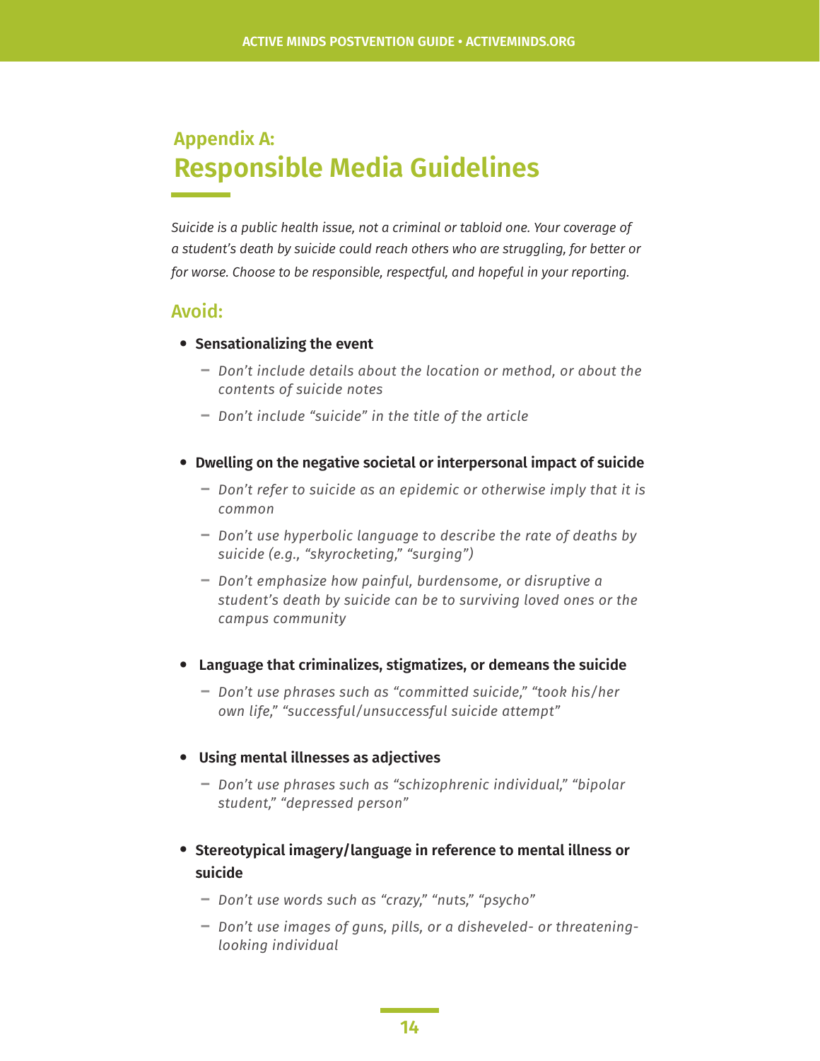## Appendix A:
# Responsible Media Guidelines

*Suicide is a public health issue, not a criminal or tabloid one. Your coverage of a student's death by suicide could reach others who are struggling, for better or for worse. Choose to be responsible, respectful, and hopeful in your reporting.*

### Avoid:

- **Sensationalizing the event**
  - *Don't include details about the location or method, or about the contents of suicide notes*
  - *Don't include "suicide" in the title of the article*

- **Dwelling on the negative societal or interpersonal impact of suicide**
  - *Don't refer to suicide as an epidemic or otherwise imply that it is common*
  - *Don't use hyperbolic language to describe the rate of deaths by suicide (e.g., "skyrocketing," "surging")*
  - *Don't emphasize how painful, burdensome, or disruptive a student's death by suicide can be to surviving loved ones or the campus community*

- **Language that criminalizes, stigmatizes, or demeans the suicide**
  - *Don't use phrases such as "committed suicide," "took his/her own life," "successful/unsuccessful suicide attempt"*

- **Using mental illnesses as adjectives**
  - *Don't use phrases such as "schizophrenic individual," "bipolar student," "depressed person"*

- **Stereotypical imagery/language in reference to mental illness or suicide**
  - *Don't use words such as "crazy," "nuts," "psycho"*
  - *Don't use images of guns, pills, or a disheveled- or threatening-looking individual*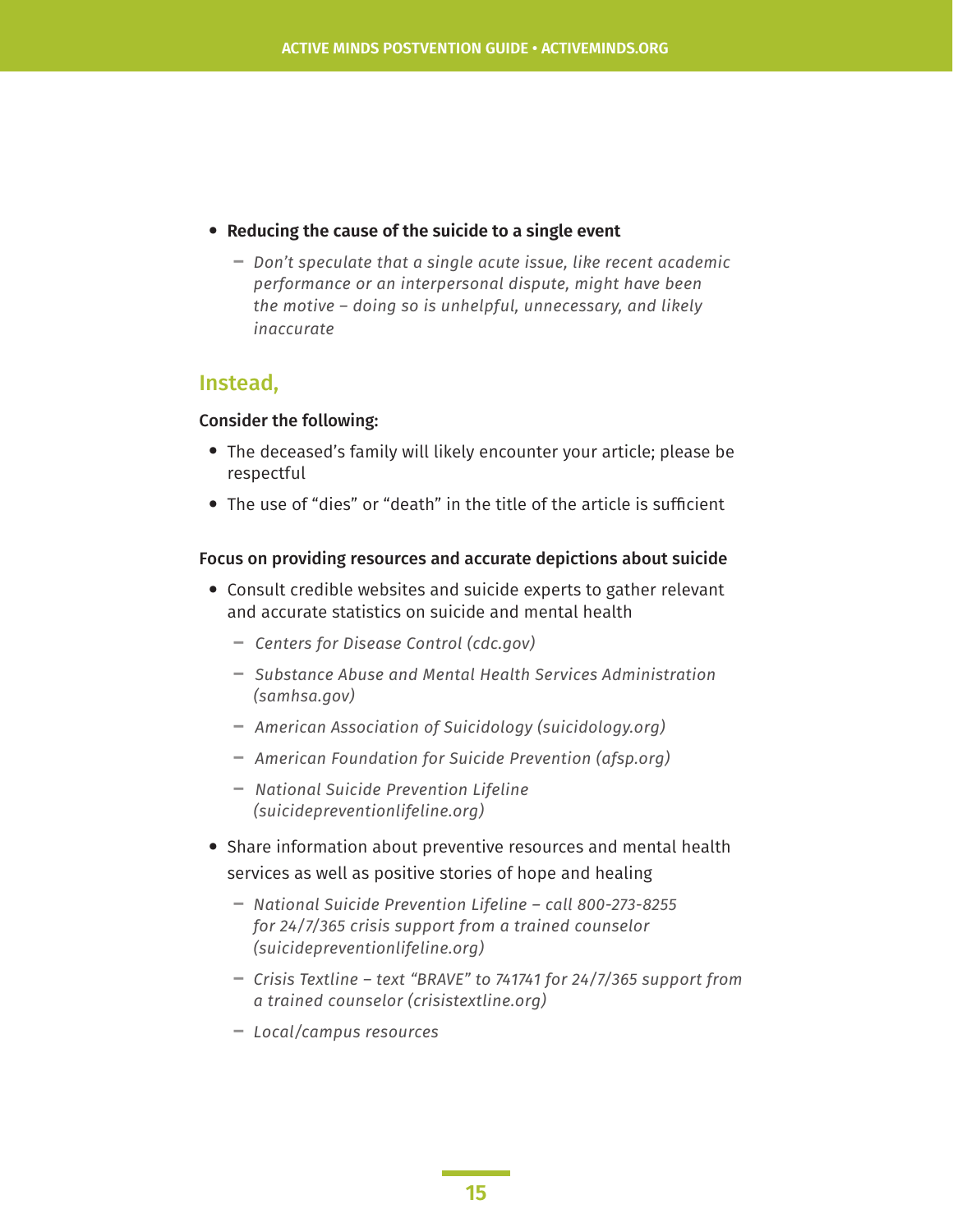- **Reducing the cause of the suicide to a single event**
  - *Don't speculate that a single acute issue, like recent academic performance or an interpersonal dispute, might have been the motive – doing so is unhelpful, unnecessary, and likely inaccurate*

## Instead,

**Consider the following:**

- The deceased's family will likely encounter your article; please be respectful
- The use of "dies" or "death" in the title of the article is sufficient

**Focus on providing resources and accurate depictions about suicide**

- Consult credible websites and suicide experts to gather relevant and accurate statistics on suicide and mental health
  - *Centers for Disease Control (cdc.gov)*
  - *Substance Abuse and Mental Health Services Administration (samhsa.gov)*
  - *American Association of Suicidology (suicidology.org)*
  - *American Foundation for Suicide Prevention (afsp.org)*
  - *National Suicide Prevention Lifeline (suicidepreventionlifeline.org)*
- Share information about preventive resources and mental health services as well as positive stories of hope and healing
  - *National Suicide Prevention Lifeline – call 800-273-8255 for 24/7/365 crisis support from a trained counselor (suicidepreventionlifeline.org)*
  - *Crisis Textline – text "BRAVE" to 741741 for 24/7/365 support from a trained counselor (crisistextline.org)*
  - *Local/campus resources*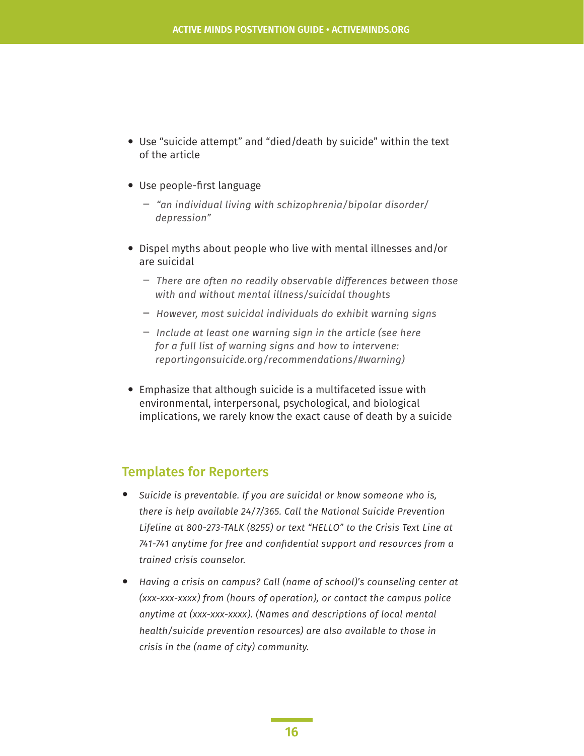- Use “suicide attempt” and “died/death by suicide” within the text of the article
- Use people-first language
  - *“an individual living with schizophrenia/bipolar disorder/ depression”*
- Dispel myths about people who live with mental illnesses and/or are suicidal
  - *There are often no readily observable differences between those with and without mental illness/suicidal thoughts*
  - *However, most suicidal individuals do exhibit warning signs*
  - *Include at least one warning sign in the article (see here for a full list of warning signs and how to intervene: reportingonsuicide.org/recommendations/#warning)*
- Emphasize that although suicide is a multifaceted issue with environmental, interpersonal, psychological, and biological implications, we rarely know the exact cause of death by a suicide

## Templates for Reporters

- *Suicide is preventable. If you are suicidal or know someone who is, there is help available 24/7/365. Call the National Suicide Prevention Lifeline at 800-273-TALK (8255) or text “HELLO” to the Crisis Text Line at 741-741 anytime for free and confidential support and resources from a trained crisis counselor.*
- *Having a crisis on campus? Call (name of school)’s counseling center at (xxx-xxx-xxxx) from (hours of operation), or contact the campus police anytime at (xxx-xxx-xxxx). (Names and descriptions of local mental health/suicide prevention resources) are also available to those in crisis in the (name of city) community.*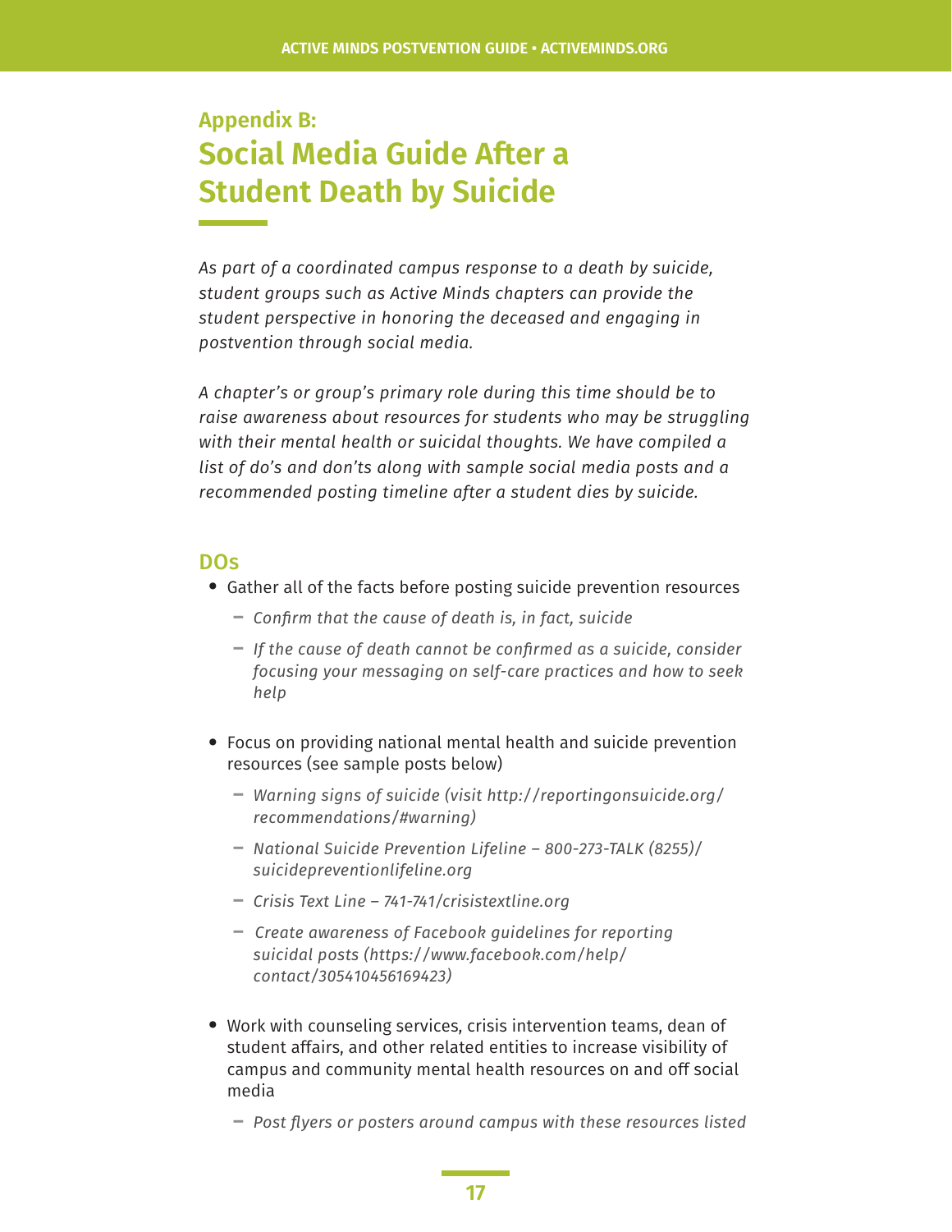## Appendix B:
# Social Media Guide After a Student Death by Suicide

*As part of a coordinated campus response to a death by suicide, student groups such as Active Minds chapters can provide the student perspective in honoring the deceased and engaging in postvention through social media.*

*A chapter's or group's primary role during this time should be to raise awareness about resources for students who may be struggling with their mental health or suicidal thoughts. We have compiled a list of do's and don'ts along with sample social media posts and a recommended posting timeline after a student dies by suicide.*

### DOs

- Gather all of the facts before posting suicide prevention resources
  - *Confirm that the cause of death is, in fact, suicide*
  - *If the cause of death cannot be confirmed as a suicide, consider focusing your messaging on self-care practices and how to seek help*
- Focus on providing national mental health and suicide prevention resources (see sample posts below)
  - *Warning signs of suicide (visit http://reportingonsuicide.org/recommendations/#warning)*
  - *National Suicide Prevention Lifeline – 800-273-TALK (8255)/suicidepreventionlifeline.org*
  - *Crisis Text Line – 741-741/crisistextline.org*
  - *Create awareness of Facebook guidelines for reporting suicidal posts (https://www.facebook.com/help/contact/305410456169423)*
- Work with counseling services, crisis intervention teams, dean of student affairs, and other related entities to increase visibility of campus and community mental health resources on and off social media
  - *Post flyers or posters around campus with these resources listed*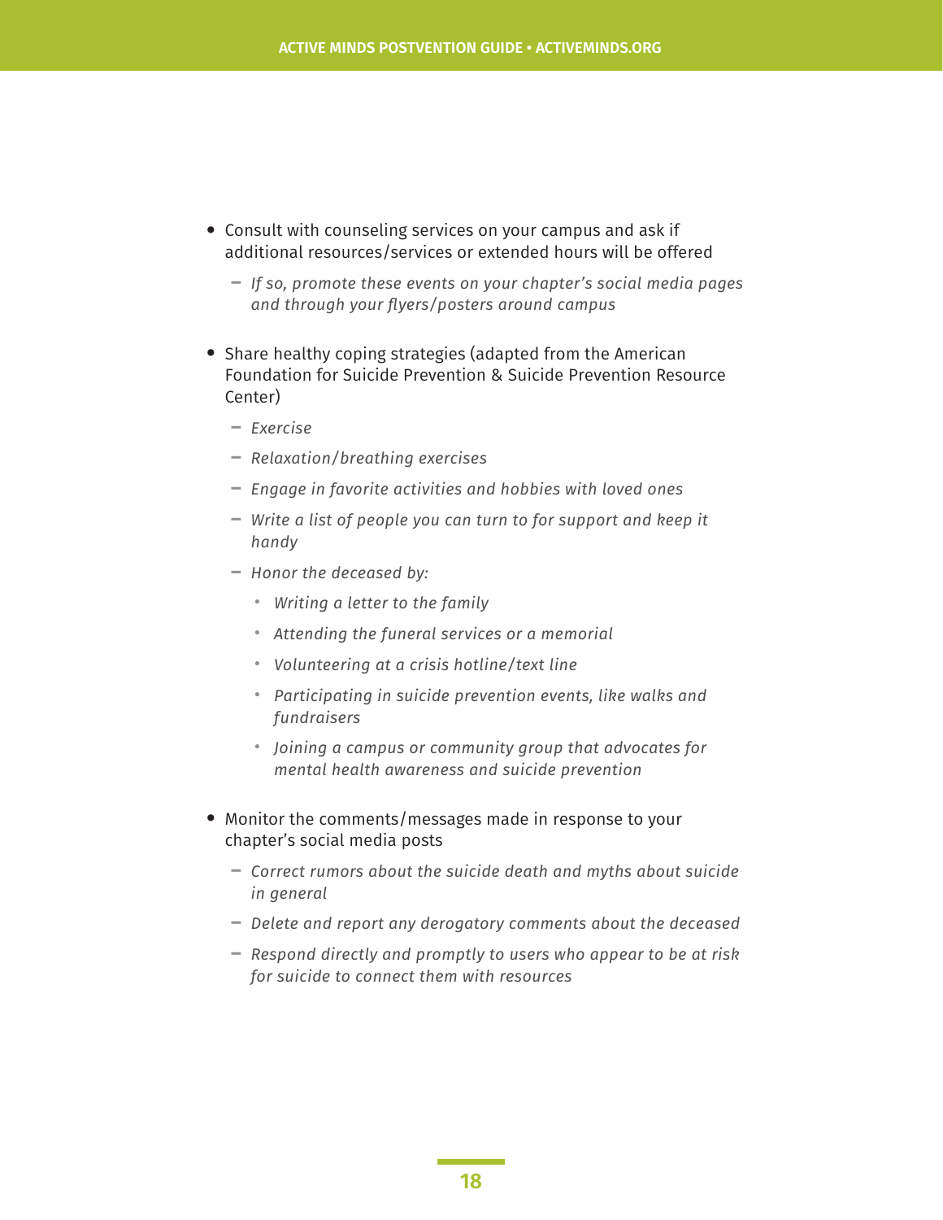- Consult with counseling services on your campus and ask if additional resources/services or extended hours will be offered
  - *If so, promote these events on your chapter's social media pages and through your flyers/posters around campus*
- Share healthy coping strategies (adapted from the American Foundation for Suicide Prevention & Suicide Prevention Resource Center)
  - *Exercise*
  - *Relaxation/breathing exercises*
  - *Engage in favorite activities and hobbies with loved ones*
  - *Write a list of people you can turn to for support and keep it handy*
  - *Honor the deceased by:*
    - *Writing a letter to the family*
    - *Attending the funeral services or a memorial*
    - *Volunteering at a crisis hotline/text line*
    - *Participating in suicide prevention events, like walks and fundraisers*
    - *Joining a campus or community group that advocates for mental health awareness and suicide prevention*
- Monitor the comments/messages made in response to your chapter's social media posts
  - *Correct rumors about the suicide death and myths about suicide in general*
  - *Delete and report any derogatory comments about the deceased*
  - *Respond directly and promptly to users who appear to be at risk for suicide to connect them with resources*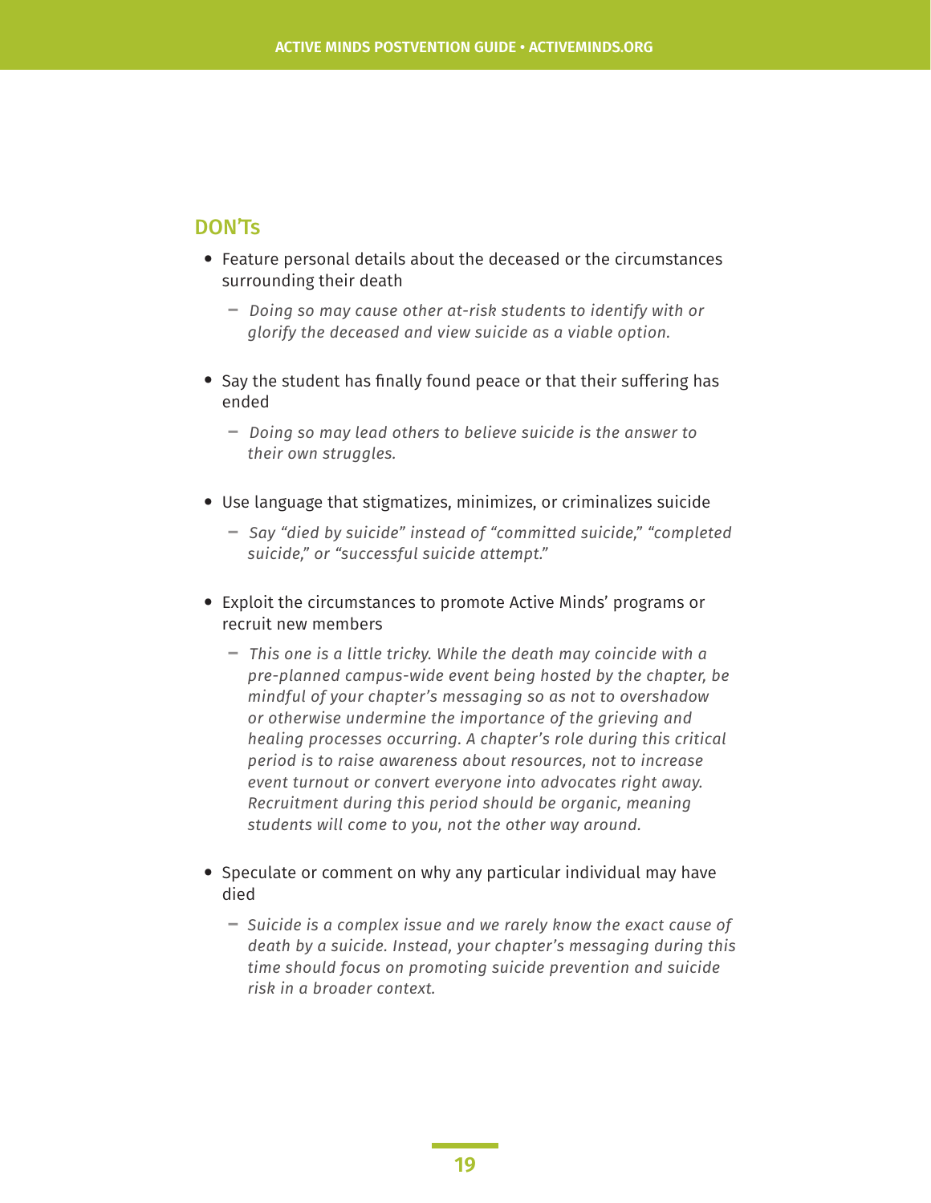## DON'Ts

- Feature personal details about the deceased or the circumstances surrounding their death
  - *Doing so may cause other at-risk students to identify with or glorify the deceased and view suicide as a viable option.*
- Say the student has finally found peace or that their suffering has ended
  - *Doing so may lead others to believe suicide is the answer to their own struggles.*
- Use language that stigmatizes, minimizes, or criminalizes suicide
  - *Say "died by suicide" instead of "committed suicide," "completed suicide," or "successful suicide attempt."*
- Exploit the circumstances to promote Active Minds' programs or recruit new members
  - *This one is a little tricky. While the death may coincide with a pre-planned campus-wide event being hosted by the chapter, be mindful of your chapter's messaging so as not to overshadow or otherwise undermine the importance of the grieving and healing processes occurring. A chapter's role during this critical period is to raise awareness about resources, not to increase event turnout or convert everyone into advocates right away. Recruitment during this period should be organic, meaning students will come to you, not the other way around.*
- Speculate or comment on why any particular individual may have died
  - *Suicide is a complex issue and we rarely know the exact cause of death by a suicide. Instead, your chapter's messaging during this time should focus on promoting suicide prevention and suicide risk in a broader context.*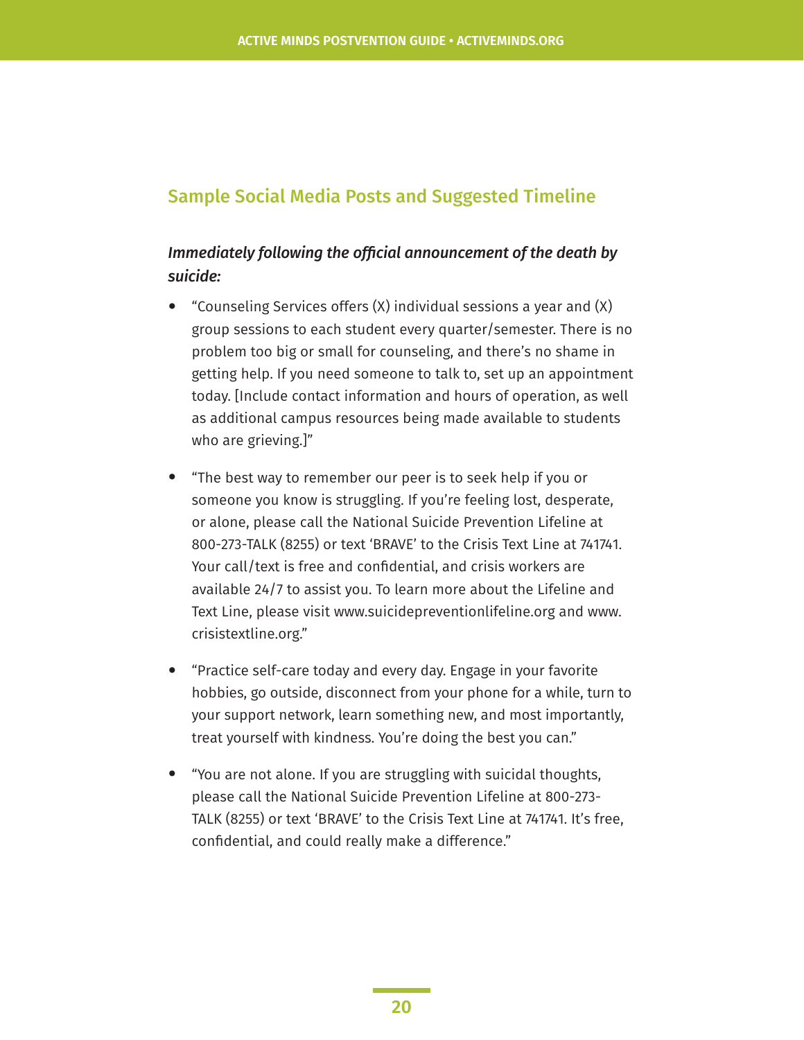## Sample Social Media Posts and Suggested Timeline

### *Immediately following the official announcement of the death by suicide:*

- "Counseling Services offers (X) individual sessions a year and (X) group sessions to each student every quarter/semester. There is no problem too big or small for counseling, and there's no shame in getting help. If you need someone to talk to, set up an appointment today. [Include contact information and hours of operation, as well as additional campus resources being made available to students who are grieving.]"

- "The best way to remember our peer is to seek help if you or someone you know is struggling. If you're feeling lost, desperate, or alone, please call the National Suicide Prevention Lifeline at 800-273-TALK (8255) or text 'BRAVE' to the Crisis Text Line at 741741. Your call/text is free and confidential, and crisis workers are available 24/7 to assist you. To learn more about the Lifeline and Text Line, please visit www.suicidepreventionlifeline.org and www.crisistextline.org."

- "Practice self-care today and every day. Engage in your favorite hobbies, go outside, disconnect from your phone for a while, turn to your support network, learn something new, and most importantly, treat yourself with kindness. You're doing the best you can."

- "You are not alone. If you are struggling with suicidal thoughts, please call the National Suicide Prevention Lifeline at 800-273-TALK (8255) or text 'BRAVE' to the Crisis Text Line at 741741. It's free, confidential, and could really make a difference."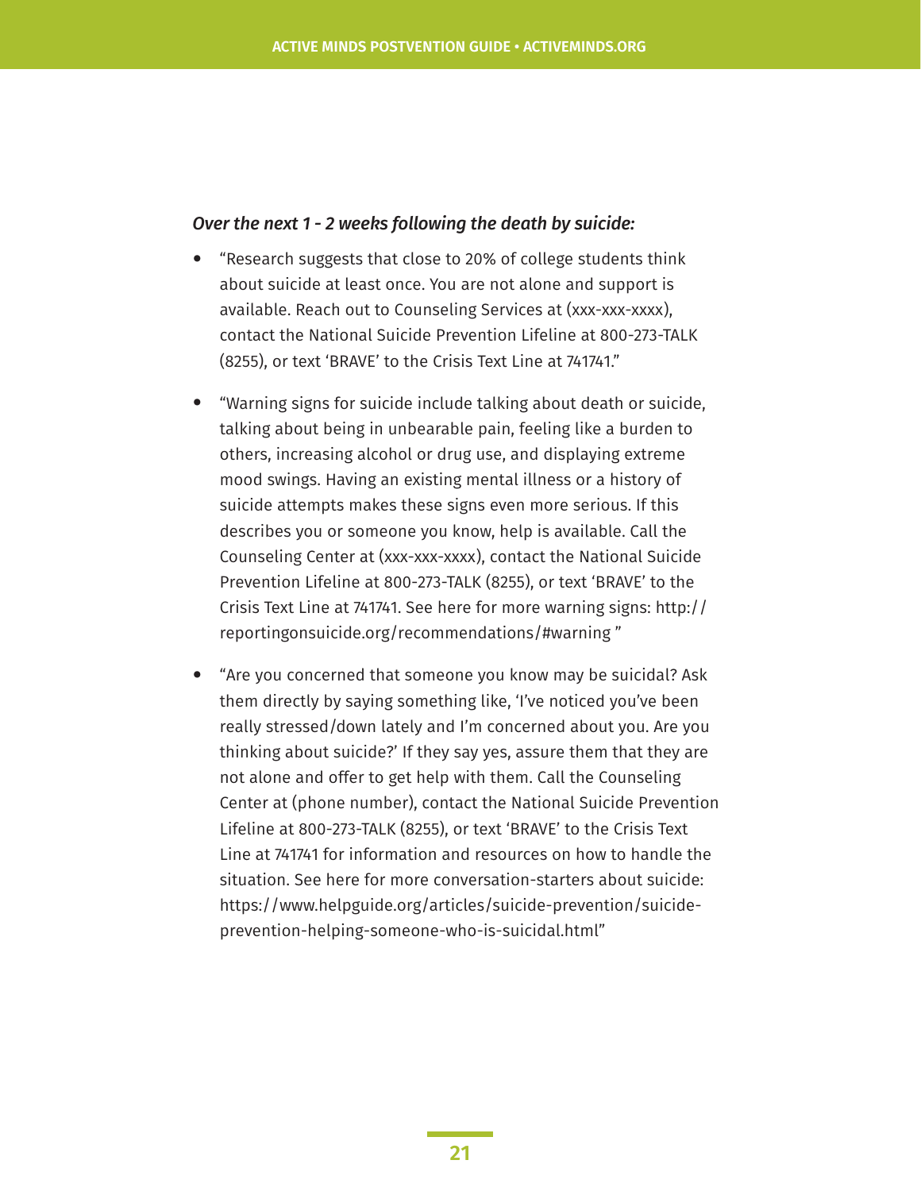*Over the next 1 - 2 weeks following the death by suicide:*

- "Research suggests that close to 20% of college students think about suicide at least once. You are not alone and support is available. Reach out to Counseling Services at (xxx-xxx-xxxx), contact the National Suicide Prevention Lifeline at 800-273-TALK (8255), or text 'BRAVE' to the Crisis Text Line at 741741."
- "Warning signs for suicide include talking about death or suicide, talking about being in unbearable pain, feeling like a burden to others, increasing alcohol or drug use, and displaying extreme mood swings. Having an existing mental illness or a history of suicide attempts makes these signs even more serious. If this describes you or someone you know, help is available. Call the Counseling Center at (xxx-xxx-xxxx), contact the National Suicide Prevention Lifeline at 800-273-TALK (8255), or text 'BRAVE' to the Crisis Text Line at 741741. See here for more warning signs: http://reportingonsuicide.org/recommendations/#warning "
- "Are you concerned that someone you know may be suicidal? Ask them directly by saying something like, 'I've noticed you've been really stressed/down lately and I'm concerned about you. Are you thinking about suicide?' If they say yes, assure them that they are not alone and offer to get help with them. Call the Counseling Center at (phone number), contact the National Suicide Prevention Lifeline at 800-273-TALK (8255), or text 'BRAVE' to the Crisis Text Line at 741741 for information and resources on how to handle the situation. See here for more conversation-starters about suicide: https://www.helpguide.org/articles/suicide-prevention/suicide-prevention-helping-someone-who-is-suicidal.html"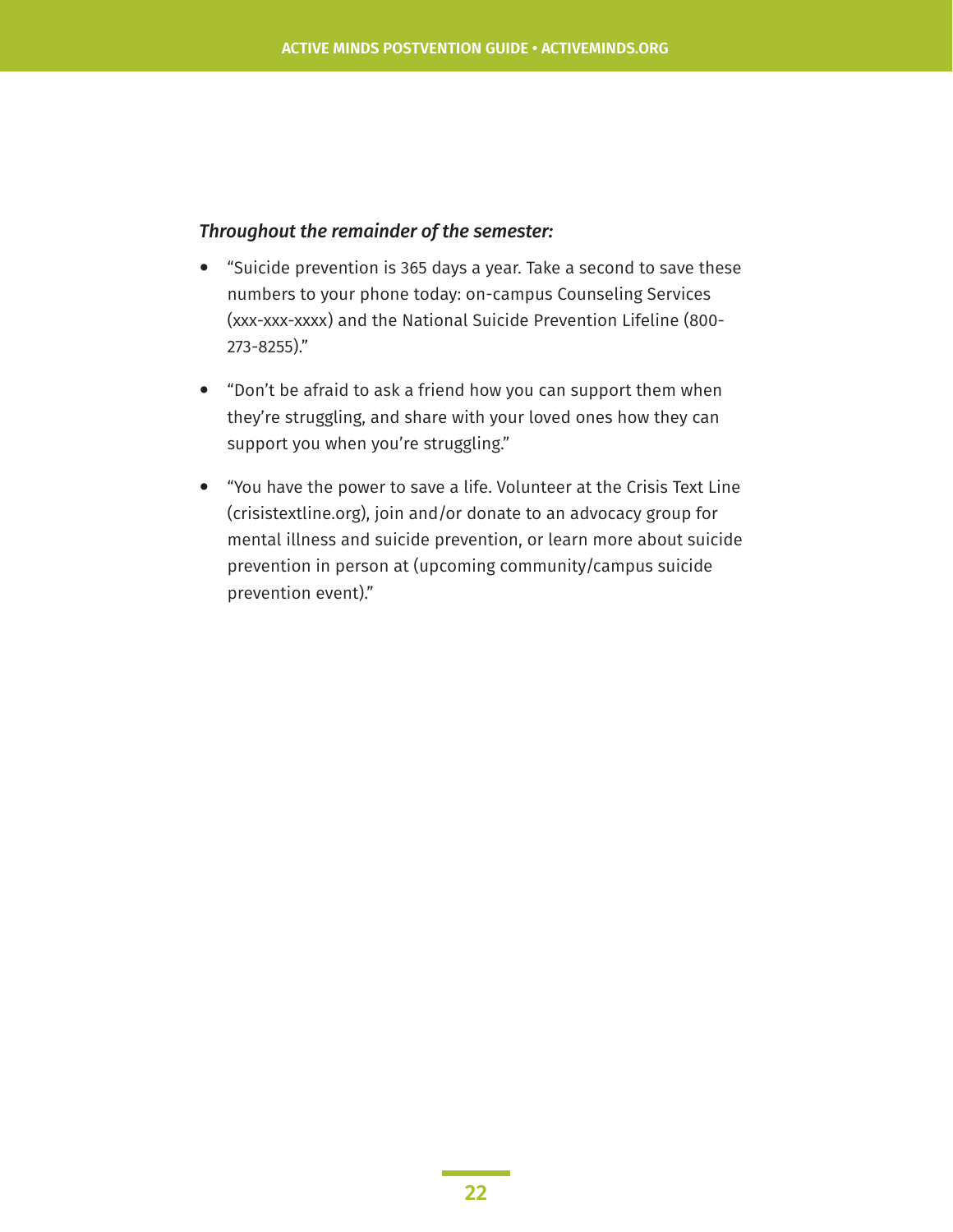*Throughout the remainder of the semester:*

- "Suicide prevention is 365 days a year. Take a second to save these numbers to your phone today: on-campus Counseling Services (xxx-xxx-xxxx) and the National Suicide Prevention Lifeline (800-273-8255)."
- "Don't be afraid to ask a friend how you can support them when they're struggling, and share with your loved ones how they can support you when you're struggling."
- "You have the power to save a life. Volunteer at the Crisis Text Line (crisistextline.org), join and/or donate to an advocacy group for mental illness and suicide prevention, or learn more about suicide prevention in person at (upcoming community/campus suicide prevention event)."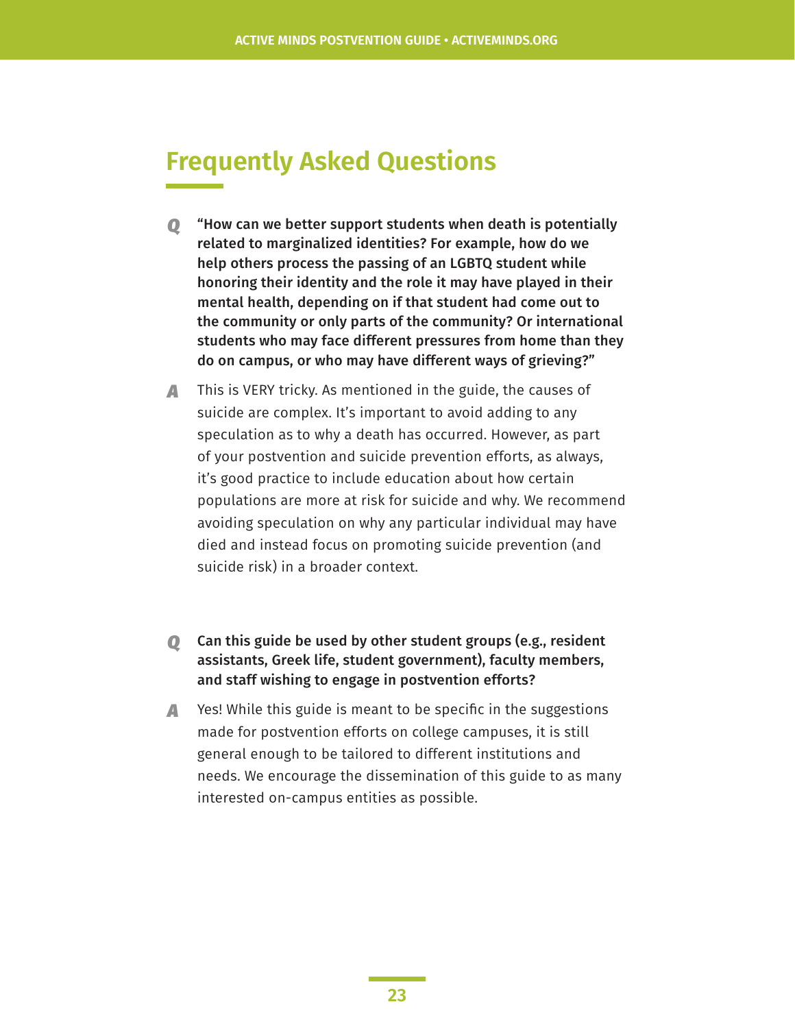## Frequently Asked Questions

***Q*** **"How can we better support students when death is potentially related to marginalized identities? For example, how do we help others process the passing of an LGBTQ student while honoring their identity and the role it may have played in their mental health, depending on if that student had come out to the community or only parts of the community? Or international students who may face different pressures from home than they do on campus, or who may have different ways of grieving?"**

***A*** This is VERY tricky. As mentioned in the guide, the causes of suicide are complex. It's important to avoid adding to any speculation as to why a death has occurred. However, as part of your postvention and suicide prevention efforts, as always, it's good practice to include education about how certain populations are more at risk for suicide and why. We recommend avoiding speculation on why any particular individual may have died and instead focus on promoting suicide prevention (and suicide risk) in a broader context.

***Q*** **Can this guide be used by other student groups (e.g., resident assistants, Greek life, student government), faculty members, and staff wishing to engage in postvention efforts?**

***A*** Yes! While this guide is meant to be specific in the suggestions made for postvention efforts on college campuses, it is still general enough to be tailored to different institutions and needs. We encourage the dissemination of this guide to as many interested on-campus entities as possible.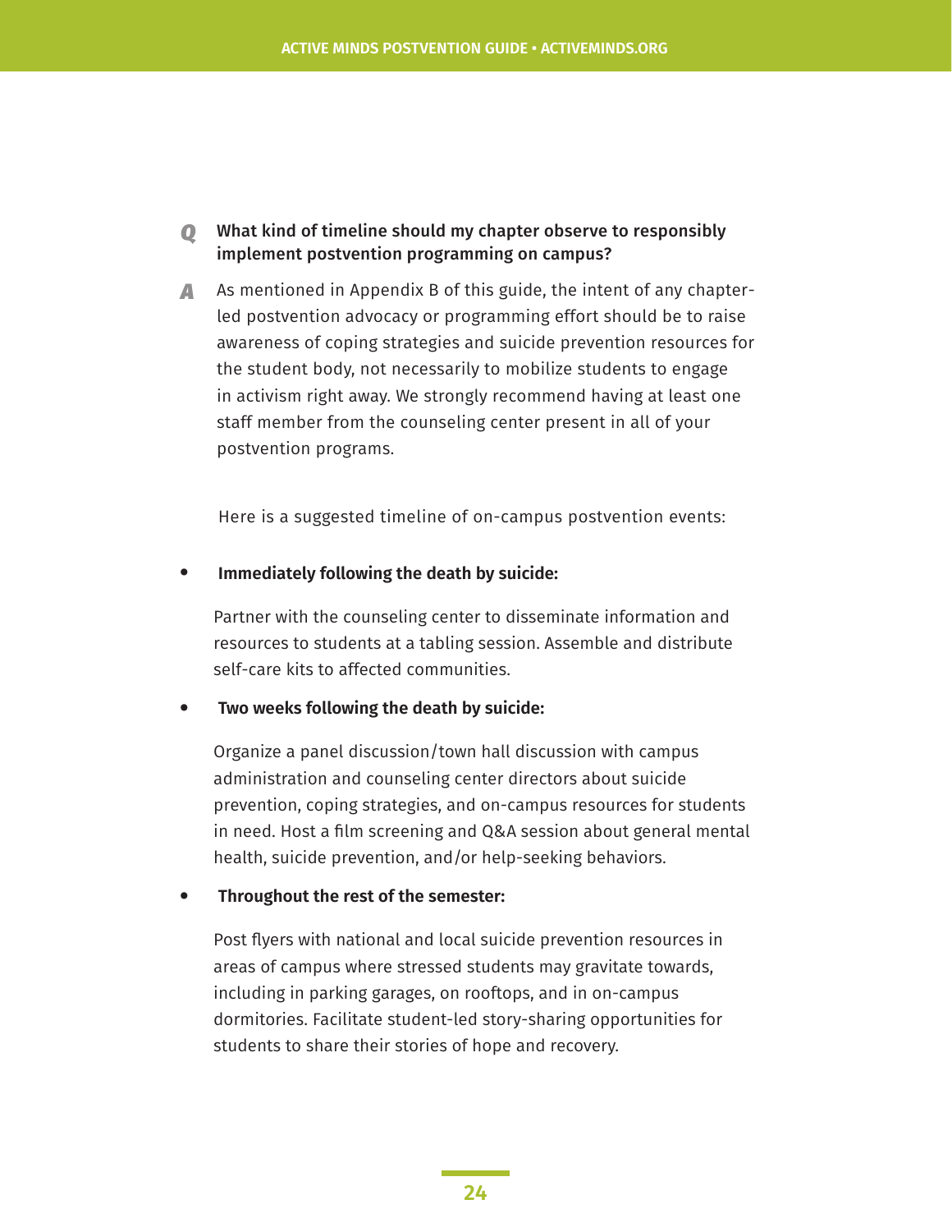**Q** **What kind of timeline should my chapter observe to responsibly implement postvention programming on campus?**

**A** As mentioned in Appendix B of this guide, the intent of any chapter-led postvention advocacy or programming effort should be to raise awareness of coping strategies and suicide prevention resources for the student body, not necessarily to mobilize students to engage in activism right away. We strongly recommend having at least one staff member from the counseling center present in all of your postvention programs.

Here is a suggested timeline of on-campus postvention events:

- **Immediately following the death by suicide:**

  Partner with the counseling center to disseminate information and resources to students at a tabling session. Assemble and distribute self-care kits to affected communities.

- **Two weeks following the death by suicide:**

  Organize a panel discussion/town hall discussion with campus administration and counseling center directors about suicide prevention, coping strategies, and on-campus resources for students in need. Host a film screening and Q&A session about general mental health, suicide prevention, and/or help-seeking behaviors.

- **Throughout the rest of the semester:**

  Post flyers with national and local suicide prevention resources in areas of campus where stressed students may gravitate towards, including in parking garages, on rooftops, and in on-campus dormitories. Facilitate student-led story-sharing opportunities for students to share their stories of hope and recovery.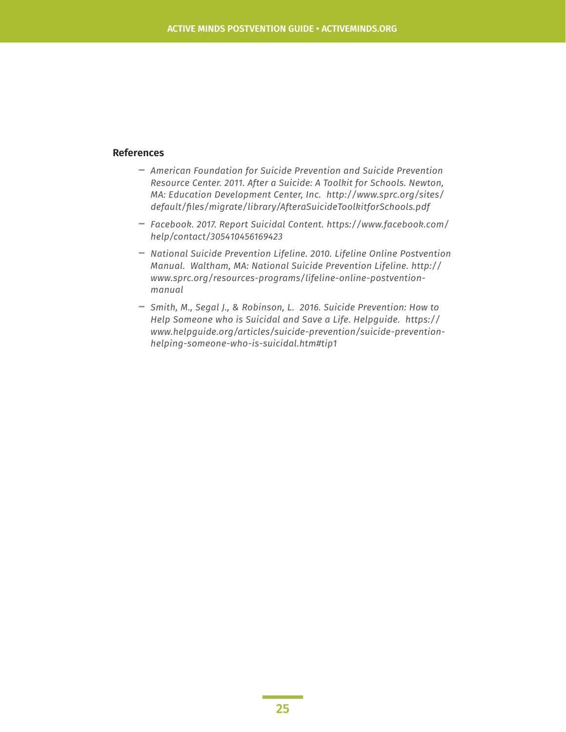**References**

- *American Foundation for Suicide Prevention and Suicide Prevention Resource Center. 2011. After a Suicide: A Toolkit for Schools. Newton, MA: Education Development Center, Inc. http://www.sprc.org/sites/default/files/migrate/library/AfteraSuicideToolkitforSchools.pdf*
- *Facebook. 2017. Report Suicidal Content. https://www.facebook.com/help/contact/305410456169423*
- *National Suicide Prevention Lifeline. 2010. Lifeline Online Postvention Manual. Waltham, MA: National Suicide Prevention Lifeline. http://www.sprc.org/resources-programs/lifeline-online-postvention-manual*
- *Smith, M., Segal J., & Robinson, L. 2016. Suicide Prevention: How to Help Someone who is Suicidal and Save a Life. Helpguide. https://www.helpguide.org/articles/suicide-prevention/suicide-prevention-helping-someone-who-is-suicidal.htm#tip1*